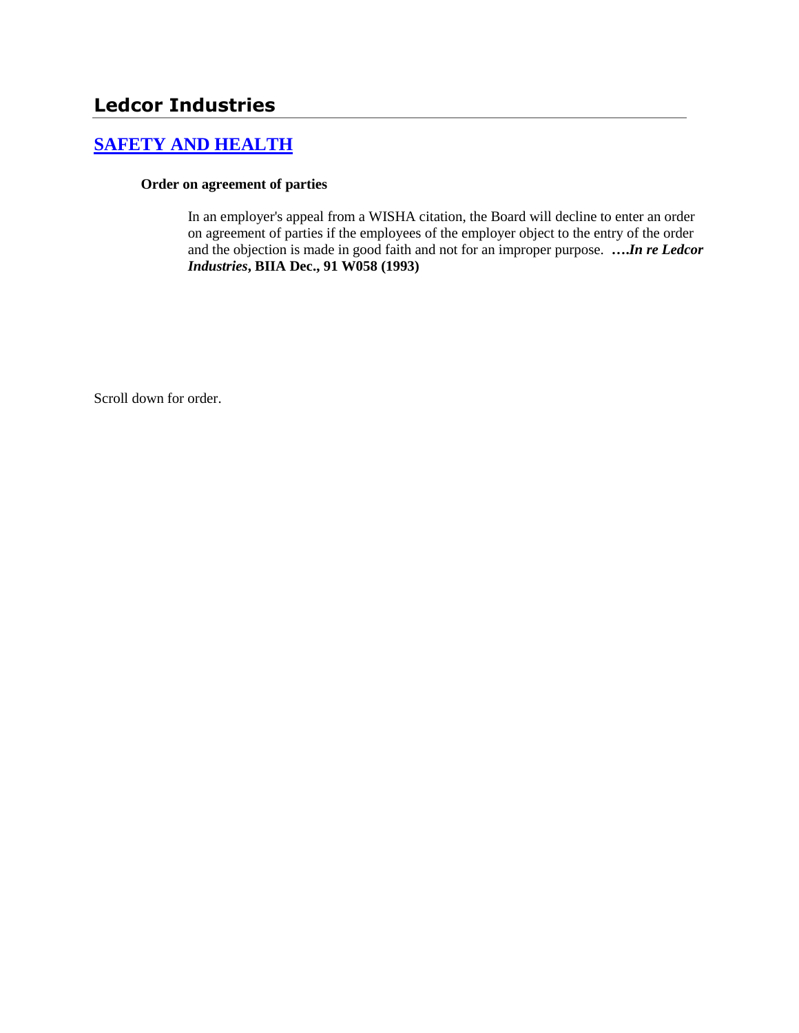# Ledcor Industries

## [SAFETY AND HEALTH]

**Order on agreement of parties**

In an employer's appeal from a WISHA citation, the Board will decline to enter an order on agreement of parties if the employees of the employer object to the entry of the order and the objection is made in good faith and not for an improper purpose. **….*In re Ledcor Industries*, BIIA Dec., 91 W058 (1993)**

Scroll down for order.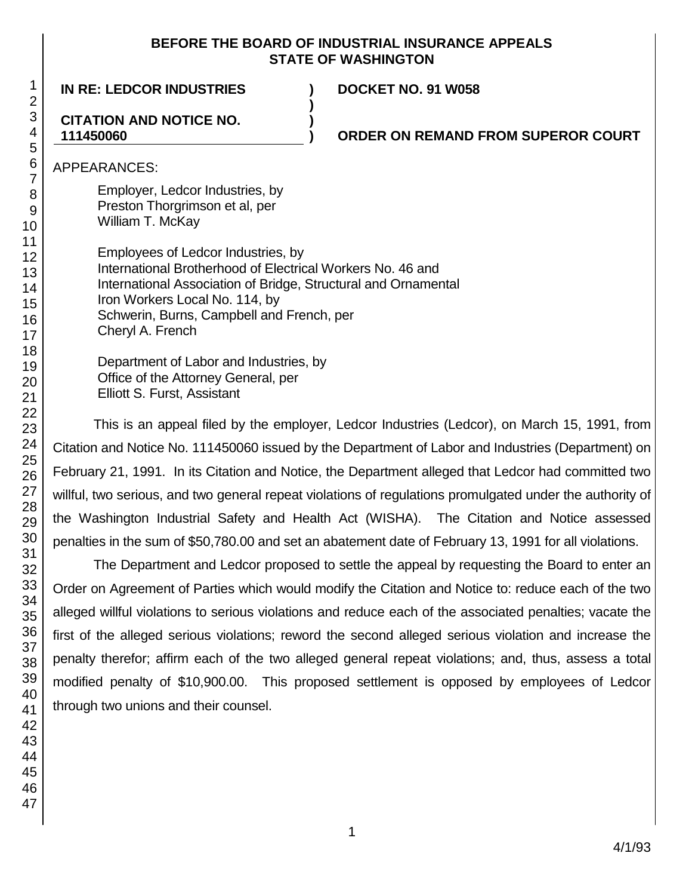# BEFORE THE BOARD OF INDUSTRIAL INSURANCE APPEALS STATE OF WASHINGTON

**IN RE: LEDCOR INDUSTRIES** ) **DOCKET NO. 91 W058**

**CITATION AND NOTICE NO. 111450060** ) **ORDER ON REMAND FROM SUPEROR COURT**

APPEARANCES:

Employer, Ledcor Industries, by
Preston Thorgrimson et al, per
William T. McKay

Employees of Ledcor Industries, by
International Brotherhood of Electrical Workers No. 46 and
International Association of Bridge, Structural and Ornamental
Iron Workers Local No. 114, by
Schwerin, Burns, Campbell and French, per
Cheryl A. French

Department of Labor and Industries, by
Office of the Attorney General, per
Elliott S. Furst, Assistant

This is an appeal filed by the employer, Ledcor Industries (Ledcor), on March 15, 1991, from Citation and Notice No. 111450060 issued by the Department of Labor and Industries (Department) on February 21, 1991. In its Citation and Notice, the Department alleged that Ledcor had committed two willful, two serious, and two general repeat violations of regulations promulgated under the authority of the Washington Industrial Safety and Health Act (WISHA). The Citation and Notice assessed penalties in the sum of $50,780.00 and set an abatement date of February 13, 1991 for all violations.

The Department and Ledcor proposed to settle the appeal by requesting the Board to enter an Order on Agreement of Parties which would modify the Citation and Notice to: reduce each of the two alleged willful violations to serious violations and reduce each of the associated penalties; vacate the first of the alleged serious violations; reword the second alleged serious violation and increase the penalty therefor; affirm each of the two alleged general repeat violations; and, thus, assess a total modified penalty of $10,900.00. This proposed settlement is opposed by employees of Ledcor through two unions and their counsel.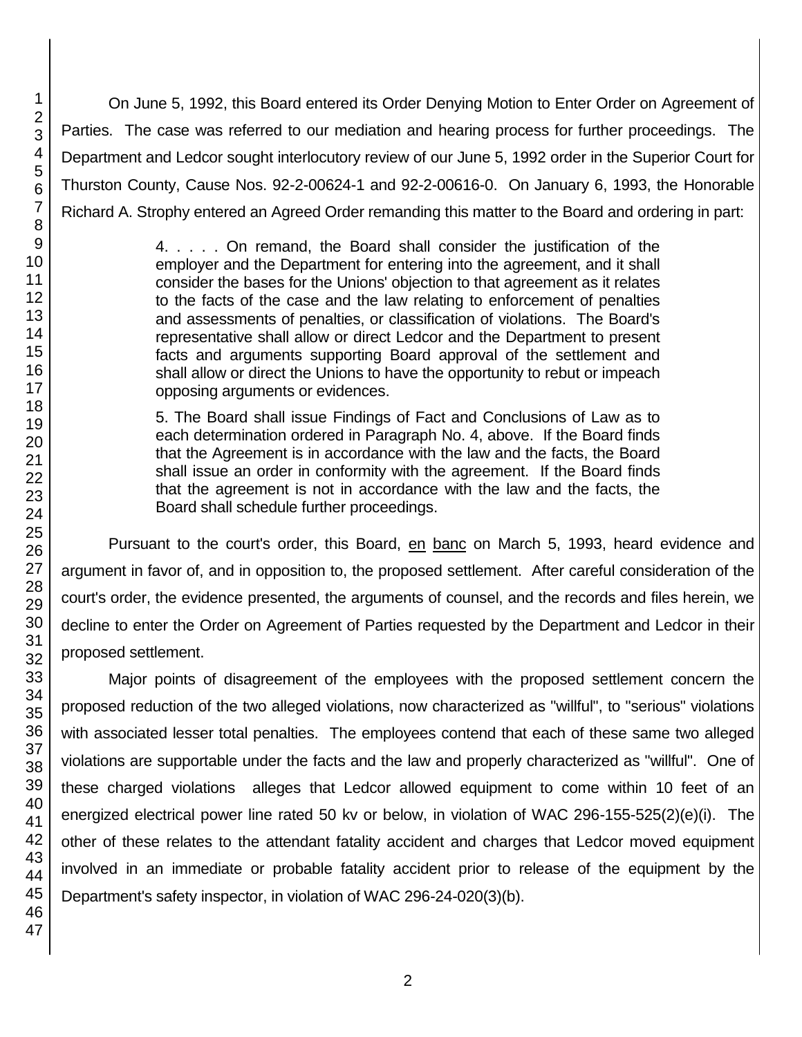On June 5, 1992, this Board entered its Order Denying Motion to Enter Order on Agreement of Parties. The case was referred to our mediation and hearing process for further proceedings. The Department and Ledcor sought interlocutory review of our June 5, 1992 order in the Superior Court for Thurston County, Cause Nos. 92-2-00624-1 and 92-2-00616-0. On January 6, 1993, the Honorable Richard A. Strophy entered an Agreed Order remanding this matter to the Board and ordering in part:

> 4. . . . . On remand, the Board shall consider the justification of the employer and the Department for entering into the agreement, and it shall consider the bases for the Unions' objection to that agreement as it relates to the facts of the case and the law relating to enforcement of penalties and assessments of penalties, or classification of violations. The Board's representative shall allow or direct Ledcor and the Department to present facts and arguments supporting Board approval of the settlement and shall allow or direct the Unions to have the opportunity to rebut or impeach opposing arguments or evidences.
>
> 5. The Board shall issue Findings of Fact and Conclusions of Law as to each determination ordered in Paragraph No. 4, above. If the Board finds that the Agreement is in accordance with the law and the facts, the Board shall issue an order in conformity with the agreement. If the Board finds that the agreement is not in accordance with the law and the facts, the Board shall schedule further proceedings.

Pursuant to the court's order, this Board, en banc on March 5, 1993, heard evidence and argument in favor of, and in opposition to, the proposed settlement. After careful consideration of the court's order, the evidence presented, the arguments of counsel, and the records and files herein, we decline to enter the Order on Agreement of Parties requested by the Department and Ledcor in their proposed settlement.

Major points of disagreement of the employees with the proposed settlement concern the proposed reduction of the two alleged violations, now characterized as "willful", to "serious" violations with associated lesser total penalties. The employees contend that each of these same two alleged violations are supportable under the facts and the law and properly characterized as "willful". One of these charged violations alleges that Ledcor allowed equipment to come within 10 feet of an energized electrical power line rated 50 kv or below, in violation of WAC 296-155-525(2)(e)(i). The other of these relates to the attendant fatality accident and charges that Ledcor moved equipment involved in an immediate or probable fatality accident prior to release of the equipment by the Department's safety inspector, in violation of WAC 296-24-020(3)(b).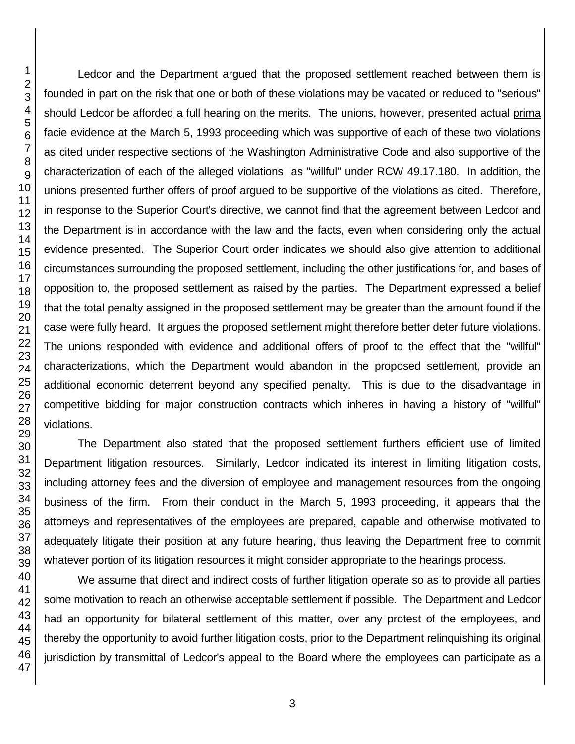Ledcor and the Department argued that the proposed settlement reached between them is founded in part on the risk that one or both of these violations may be vacated or reduced to "serious" should Ledcor be afforded a full hearing on the merits. The unions, however, presented actual prima facie evidence at the March 5, 1993 proceeding which was supportive of each of these two violations as cited under respective sections of the Washington Administrative Code and also supportive of the characterization of each of the alleged violations as "willful" under RCW 49.17.180. In addition, the unions presented further offers of proof argued to be supportive of the violations as cited. Therefore, in response to the Superior Court's directive, we cannot find that the agreement between Ledcor and the Department is in accordance with the law and the facts, even when considering only the actual evidence presented. The Superior Court order indicates we should also give attention to additional circumstances surrounding the proposed settlement, including the other justifications for, and bases of opposition to, the proposed settlement as raised by the parties. The Department expressed a belief that the total penalty assigned in the proposed settlement may be greater than the amount found if the case were fully heard. It argues the proposed settlement might therefore better deter future violations. The unions responded with evidence and additional offers of proof to the effect that the "willful" characterizations, which the Department would abandon in the proposed settlement, provide an additional economic deterrent beyond any specified penalty. This is due to the disadvantage in competitive bidding for major construction contracts which inheres in having a history of "willful" violations.

The Department also stated that the proposed settlement furthers efficient use of limited Department litigation resources. Similarly, Ledcor indicated its interest in limiting litigation costs, including attorney fees and the diversion of employee and management resources from the ongoing business of the firm. From their conduct in the March 5, 1993 proceeding, it appears that the attorneys and representatives of the employees are prepared, capable and otherwise motivated to adequately litigate their position at any future hearing, thus leaving the Department free to commit whatever portion of its litigation resources it might consider appropriate to the hearings process.

We assume that direct and indirect costs of further litigation operate so as to provide all parties some motivation to reach an otherwise acceptable settlement if possible. The Department and Ledcor had an opportunity for bilateral settlement of this matter, over any protest of the employees, and thereby the opportunity to avoid further litigation costs, prior to the Department relinquishing its original jurisdiction by transmittal of Ledcor's appeal to the Board where the employees can participate as a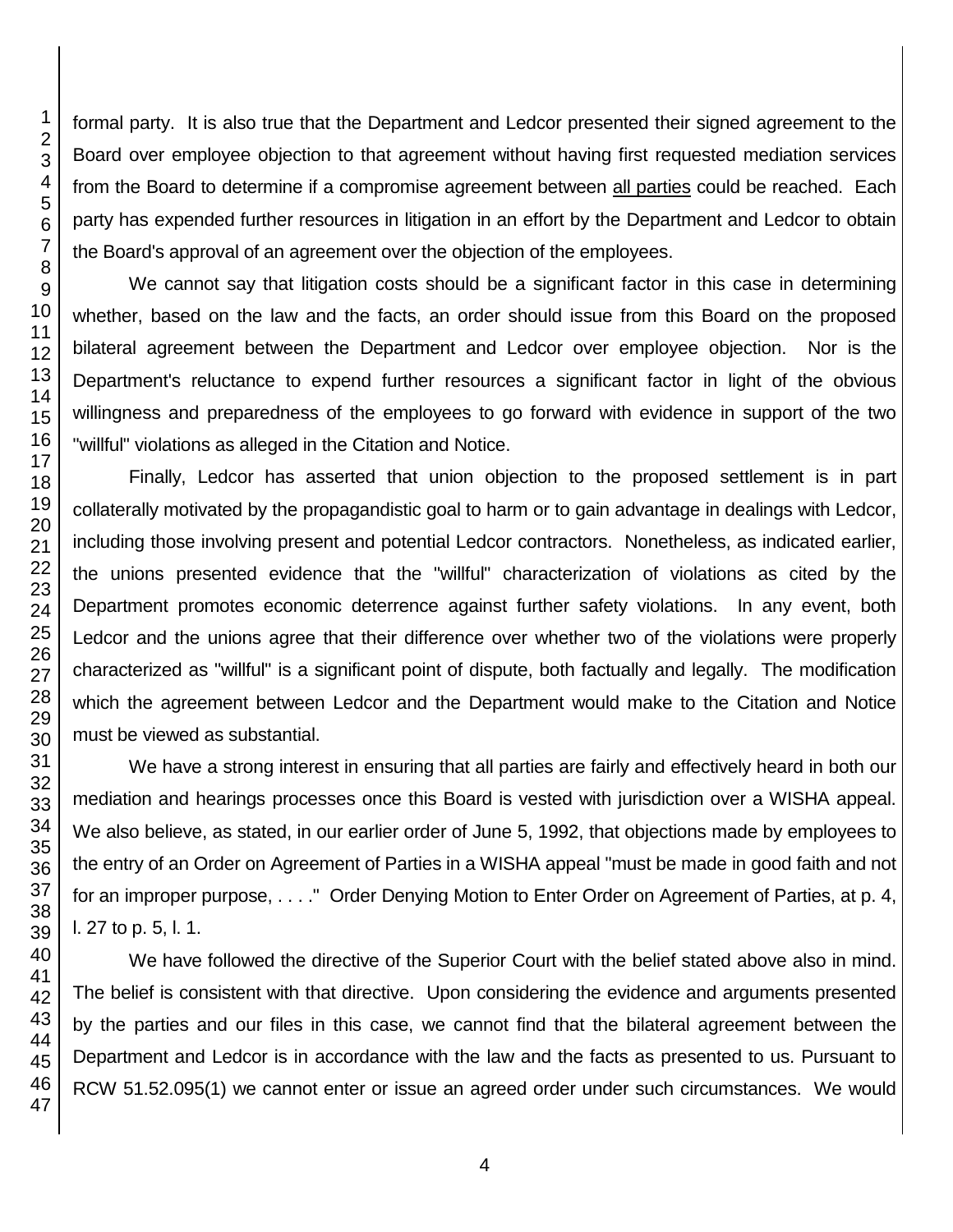formal party. It is also true that the Department and Ledcor presented their signed agreement to the Board over employee objection to that agreement without having first requested mediation services from the Board to determine if a compromise agreement between all parties could be reached. Each party has expended further resources in litigation in an effort by the Department and Ledcor to obtain the Board's approval of an agreement over the objection of the employees.

We cannot say that litigation costs should be a significant factor in this case in determining whether, based on the law and the facts, an order should issue from this Board on the proposed bilateral agreement between the Department and Ledcor over employee objection. Nor is the Department's reluctance to expend further resources a significant factor in light of the obvious willingness and preparedness of the employees to go forward with evidence in support of the two "willful" violations as alleged in the Citation and Notice.

Finally, Ledcor has asserted that union objection to the proposed settlement is in part collaterally motivated by the propagandistic goal to harm or to gain advantage in dealings with Ledcor, including those involving present and potential Ledcor contractors. Nonetheless, as indicated earlier, the unions presented evidence that the "willful" characterization of violations as cited by the Department promotes economic deterrence against further safety violations. In any event, both Ledcor and the unions agree that their difference over whether two of the violations were properly characterized as "willful" is a significant point of dispute, both factually and legally. The modification which the agreement between Ledcor and the Department would make to the Citation and Notice must be viewed as substantial.

We have a strong interest in ensuring that all parties are fairly and effectively heard in both our mediation and hearings processes once this Board is vested with jurisdiction over a WISHA appeal. We also believe, as stated, in our earlier order of June 5, 1992, that objections made by employees to the entry of an Order on Agreement of Parties in a WISHA appeal "must be made in good faith and not for an improper purpose, . . . ." Order Denying Motion to Enter Order on Agreement of Parties, at p. 4, l. 27 to p. 5, l. 1.

We have followed the directive of the Superior Court with the belief stated above also in mind. The belief is consistent with that directive. Upon considering the evidence and arguments presented by the parties and our files in this case, we cannot find that the bilateral agreement between the Department and Ledcor is in accordance with the law and the facts as presented to us. Pursuant to RCW 51.52.095(1) we cannot enter or issue an agreed order under such circumstances. We would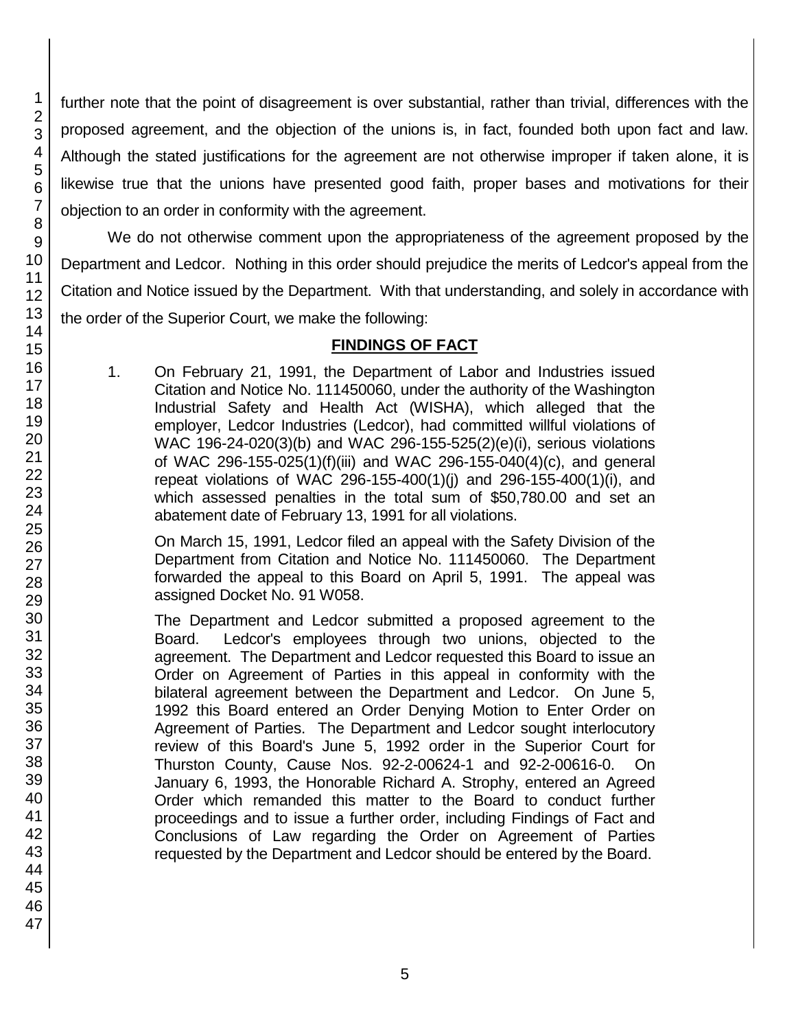further note that the point of disagreement is over substantial, rather than trivial, differences with the proposed agreement, and the objection of the unions is, in fact, founded both upon fact and law. Although the stated justifications for the agreement are not otherwise improper if taken alone, it is likewise true that the unions have presented good faith, proper bases and motivations for their objection to an order in conformity with the agreement.

We do not otherwise comment upon the appropriateness of the agreement proposed by the Department and Ledcor. Nothing in this order should prejudice the merits of Ledcor's appeal from the Citation and Notice issued by the Department. With that understanding, and solely in accordance with the order of the Superior Court, we make the following:

## FINDINGS OF FACT

1. On February 21, 1991, the Department of Labor and Industries issued Citation and Notice No. 111450060, under the authority of the Washington Industrial Safety and Health Act (WISHA), which alleged that the employer, Ledcor Industries (Ledcor), had committed willful violations of WAC 196-24-020(3)(b) and WAC 296-155-525(2)(e)(i), serious violations of WAC 296-155-025(1)(f)(iii) and WAC 296-155-040(4)(c), and general repeat violations of WAC 296-155-400(1)(j) and 296-155-400(1)(i), and which assessed penalties in the total sum of $50,780.00 and set an abatement date of February 13, 1991 for all violations.

   On March 15, 1991, Ledcor filed an appeal with the Safety Division of the Department from Citation and Notice No. 111450060. The Department forwarded the appeal to this Board on April 5, 1991. The appeal was assigned Docket No. 91 W058.

   The Department and Ledcor submitted a proposed agreement to the Board. Ledcor's employees through two unions, objected to the agreement. The Department and Ledcor requested this Board to issue an Order on Agreement of Parties in this appeal in conformity with the bilateral agreement between the Department and Ledcor. On June 5, 1992 this Board entered an Order Denying Motion to Enter Order on Agreement of Parties. The Department and Ledcor sought interlocutory review of this Board's June 5, 1992 order in the Superior Court for Thurston County, Cause Nos. 92-2-00624-1 and 92-2-00616-0. On January 6, 1993, the Honorable Richard A. Strophy, entered an Agreed Order which remanded this matter to the Board to conduct further proceedings and to issue a further order, including Findings of Fact and Conclusions of Law regarding the Order on Agreement of Parties requested by the Department and Ledcor should be entered by the Board.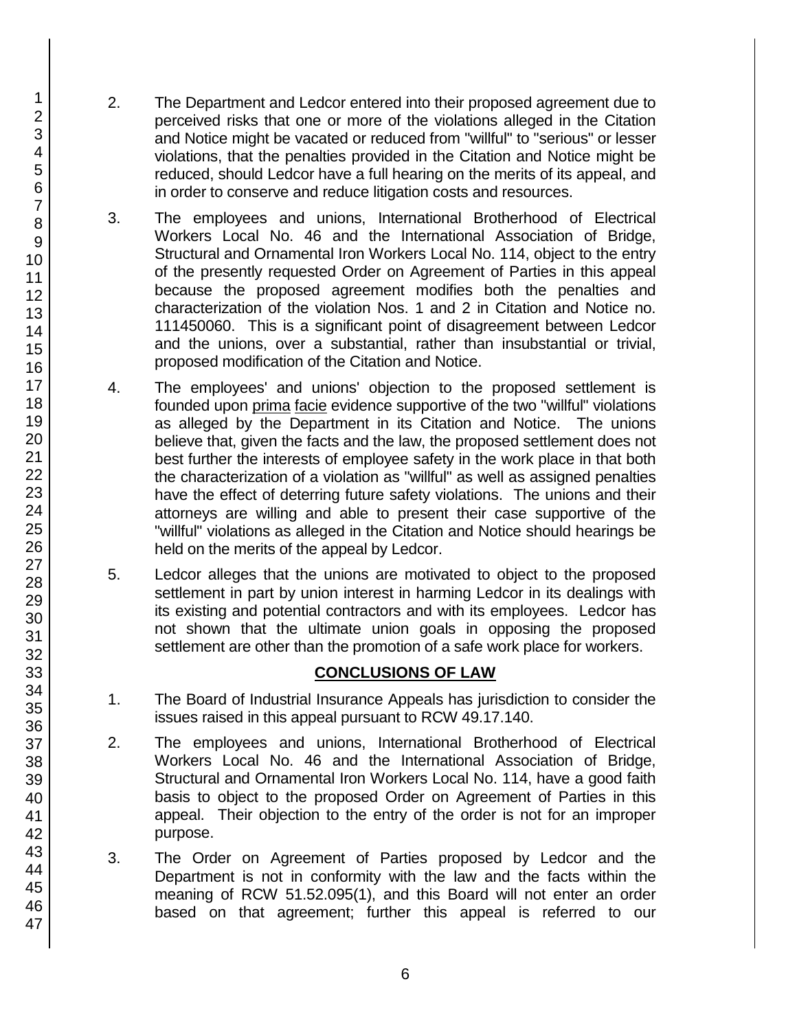2. The Department and Ledcor entered into their proposed agreement due to perceived risks that one or more of the violations alleged in the Citation and Notice might be vacated or reduced from "willful" to "serious" or lesser violations, that the penalties provided in the Citation and Notice might be reduced, should Ledcor have a full hearing on the merits of its appeal, and in order to conserve and reduce litigation costs and resources.

3. The employees and unions, International Brotherhood of Electrical Workers Local No. 46 and the International Association of Bridge, Structural and Ornamental Iron Workers Local No. 114, object to the entry of the presently requested Order on Agreement of Parties in this appeal because the proposed agreement modifies both the penalties and characterization of the violation Nos. 1 and 2 in Citation and Notice no. 111450060. This is a significant point of disagreement between Ledcor and the unions, over a substantial, rather than insubstantial or trivial, proposed modification of the Citation and Notice.

4. The employees' and unions' objection to the proposed settlement is founded upon prima facie evidence supportive of the two "willful" violations as alleged by the Department in its Citation and Notice. The unions believe that, given the facts and the law, the proposed settlement does not best further the interests of employee safety in the work place in that both the characterization of a violation as "willful" as well as assigned penalties have the effect of deterring future safety violations. The unions and their attorneys are willing and able to present their case supportive of the "willful" violations as alleged in the Citation and Notice should hearings be held on the merits of the appeal by Ledcor.

5. Ledcor alleges that the unions are motivated to object to the proposed settlement in part by union interest in harming Ledcor in its dealings with its existing and potential contractors and with its employees. Ledcor has not shown that the ultimate union goals in opposing the proposed settlement are other than the promotion of a safe work place for workers.

## CONCLUSIONS OF LAW

1. The Board of Industrial Insurance Appeals has jurisdiction to consider the issues raised in this appeal pursuant to RCW 49.17.140.

2. The employees and unions, International Brotherhood of Electrical Workers Local No. 46 and the International Association of Bridge, Structural and Ornamental Iron Workers Local No. 114, have a good faith basis to object to the proposed Order on Agreement of Parties in this appeal. Their objection to the entry of the order is not for an improper purpose.

3. The Order on Agreement of Parties proposed by Ledcor and the Department is not in conformity with the law and the facts within the meaning of RCW 51.52.095(1), and this Board will not enter an order based on that agreement; further this appeal is referred to our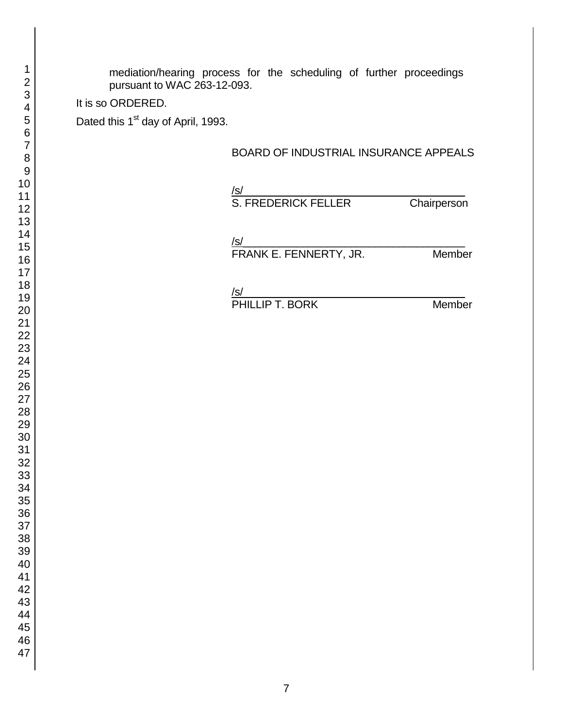mediation/hearing process for the scheduling of further proceedings pursuant to WAC 263-12-093.

It is so ORDERED.

Dated this 1st day of April, 1993.

BOARD OF INDUSTRIAL INSURANCE APPEALS

/s/
S. FREDERICK FELLER Chairperson

/s/
FRANK E. FENNERTY, JR. Member

/s/
PHILLIP T. BORK Member